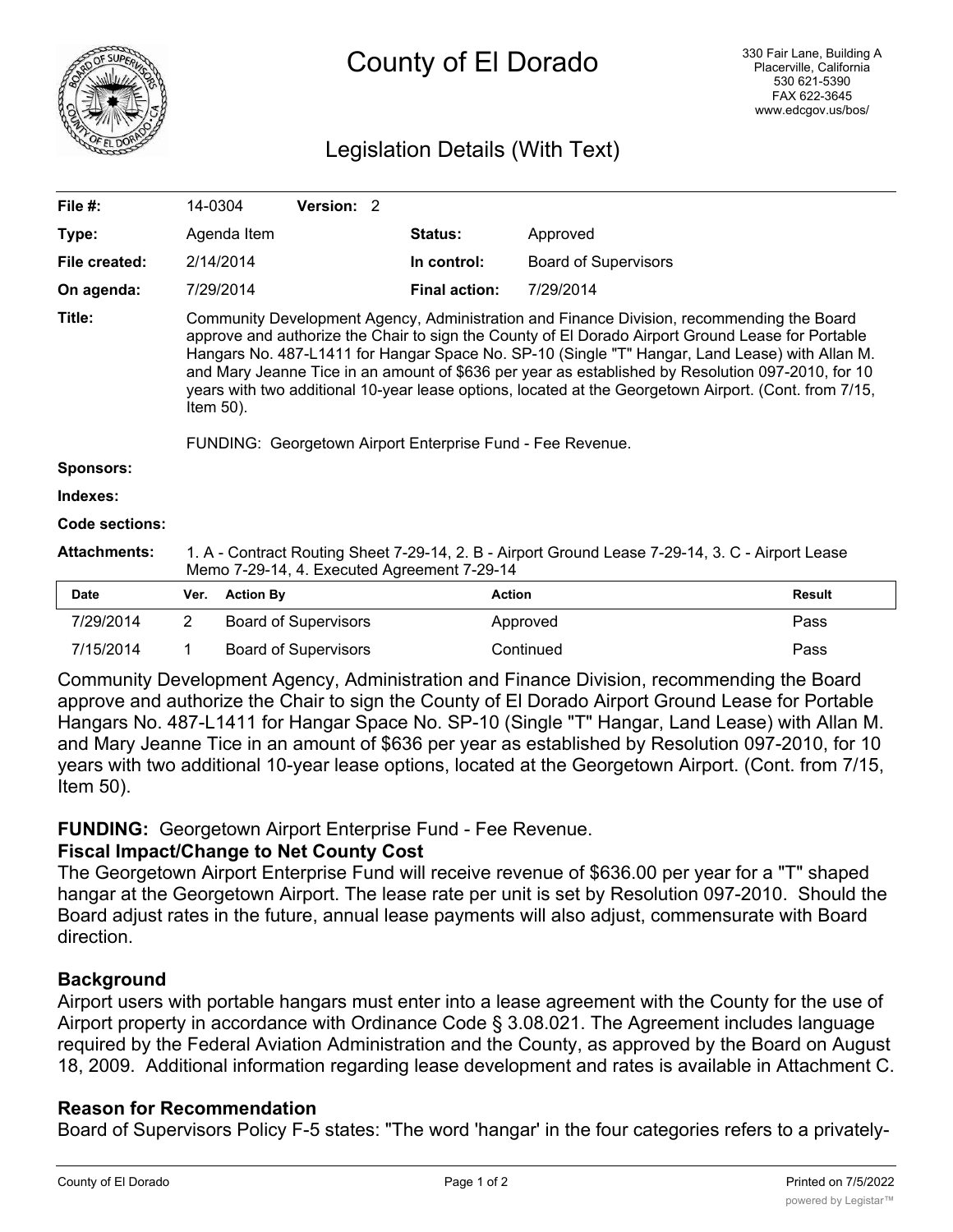# County of El Dorado

330 Fair Lane, Building A
Placerville, California
530 621-5390
FAX 622-3645
www.edcgov.us/bos/

## Legislation Details (With Text)

| | | | |
|---|---|---|---|
| **File #:** | 14-0304 **Version:** 2 | | |
| **Type:** | Agenda Item | **Status:** | Approved |
| **File created:** | 2/14/2014 | **In control:** | Board of Supervisors |
| **On agenda:** | 7/29/2014 | **Final action:** | 7/29/2014 |

**Title:** Community Development Agency, Administration and Finance Division, recommending the Board approve and authorize the Chair to sign the County of El Dorado Airport Ground Lease for Portable Hangars No. 487-L1411 for Hangar Space No. SP-10 (Single "T" Hangar, Land Lease) with Allan M. and Mary Jeanne Tice in an amount of $636 per year as established by Resolution 097-2010, for 10 years with two additional 10-year lease options, located at the Georgetown Airport. (Cont. from 7/15, Item 50).

FUNDING: Georgetown Airport Enterprise Fund - Fee Revenue.

**Sponsors:**

**Indexes:**

**Code sections:**

**Attachments:** 1. A - Contract Routing Sheet 7-29-14, 2. B - Airport Ground Lease 7-29-14, 3. C - Airport Lease Memo 7-29-14, 4. Executed Agreement 7-29-14

| Date | Ver. | Action By | Action | Result |
|---|---|---|---|---|
| 7/29/2014 | 2 | Board of Supervisors | Approved | Pass |
| 7/15/2014 | 1 | Board of Supervisors | Continued | Pass |

Community Development Agency, Administration and Finance Division, recommending the Board approve and authorize the Chair to sign the County of El Dorado Airport Ground Lease for Portable Hangars No. 487-L1411 for Hangar Space No. SP-10 (Single "T" Hangar, Land Lease) with Allan M. and Mary Jeanne Tice in an amount of $636 per year as established by Resolution 097-2010, for 10 years with two additional 10-year lease options, located at the Georgetown Airport. (Cont. from 7/15, Item 50).

**FUNDING:** Georgetown Airport Enterprise Fund - Fee Revenue.

**Fiscal Impact/Change to Net County Cost**

The Georgetown Airport Enterprise Fund will receive revenue of $636.00 per year for a "T" shaped hangar at the Georgetown Airport. The lease rate per unit is set by Resolution 097-2010. Should the Board adjust rates in the future, annual lease payments will also adjust, commensurate with Board direction.

**Background**

Airport users with portable hangars must enter into a lease agreement with the County for the use of Airport property in accordance with Ordinance Code § 3.08.021. The Agreement includes language required by the Federal Aviation Administration and the County, as approved by the Board on August 18, 2009. Additional information regarding lease development and rates is available in Attachment C.

**Reason for Recommendation**

Board of Supervisors Policy F-5 states: "The word 'hangar' in the four categories refers to a privately-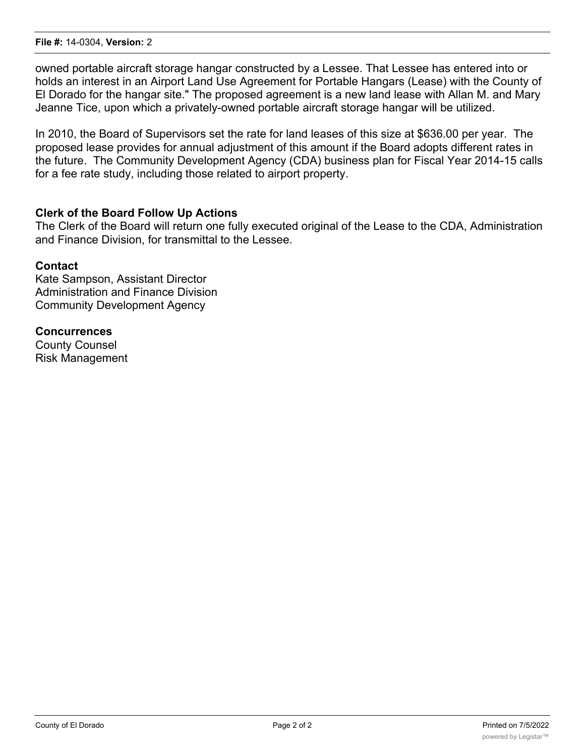owned portable aircraft storage hangar constructed by a Lessee. That Lessee has entered into or holds an interest in an Airport Land Use Agreement for Portable Hangars (Lease) with the County of El Dorado for the hangar site." The proposed agreement is a new land lease with Allan M. and Mary Jeanne Tice, upon which a privately-owned portable aircraft storage hangar will be utilized.

In 2010, the Board of Supervisors set the rate for land leases of this size at $636.00 per year. The proposed lease provides for annual adjustment of this amount if the Board adopts different rates in the future. The Community Development Agency (CDA) business plan for Fiscal Year 2014-15 calls for a fee rate study, including those related to airport property.

**Clerk of the Board Follow Up Actions**
The Clerk of the Board will return one fully executed original of the Lease to the CDA, Administration and Finance Division, for transmittal to the Lessee.

**Contact**
Kate Sampson, Assistant Director
Administration and Finance Division
Community Development Agency

**Concurrences**
County Counsel
Risk Management